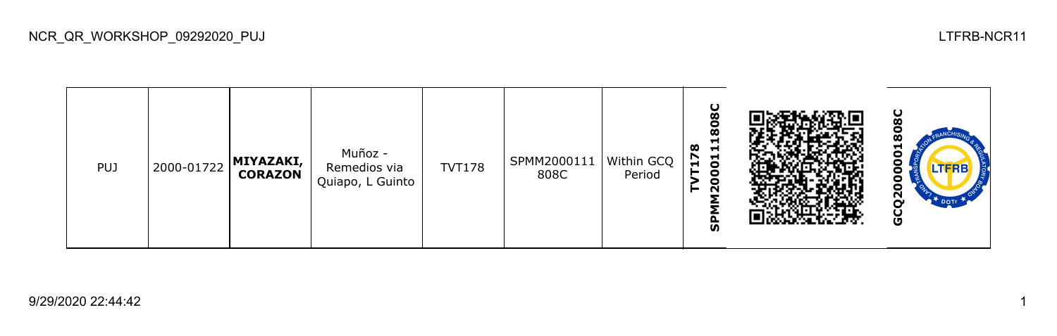NCR_QR_WORKSHOP_09292020_PUJ

LTFRB-NCR11

| PUJ | 2000-01722 | **MIYAZAKI, CORAZON** | Muñoz - Remedios via Quiapo, L Guinto | TVT178 | SPMM2000111808C | Within GCQ Period | **SPMM20001111808C TVT178** | | **GCQ20000001808C** |
|---|---|---|---|---|---|---|---|---|---|

9/29/2020 22:44:42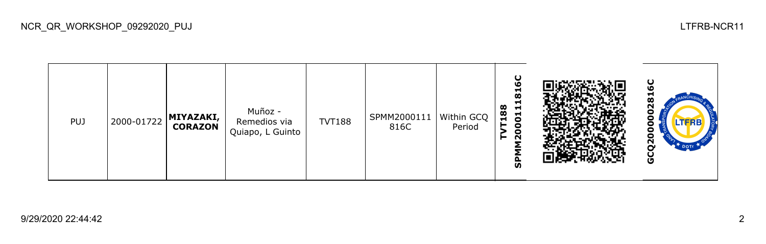| PUJ | 2000-01722 | **MIYAZAKI, CORAZON** | Muñoz - Remedios via Quiapo, L Guinto | TVT188 | SPMM2000111816C | Within GCQ Period | **TVT188 SPMM2000111816C** | | **GCQ2000002816C** |
|---|---|---|---|---|---|---|---|---|---|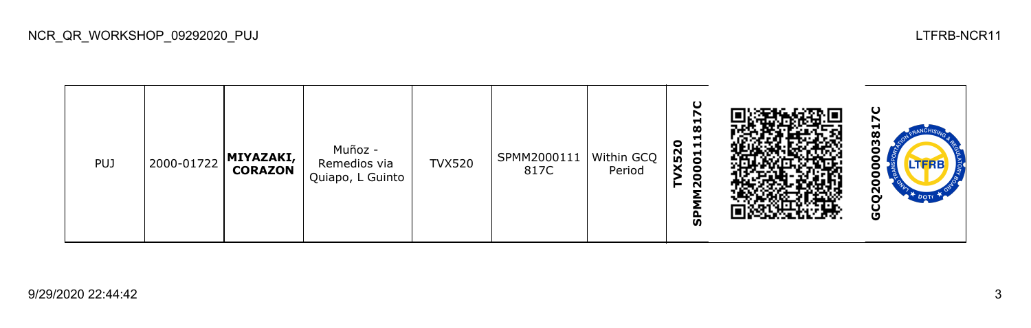| PUJ | 2000-01722 | **MIYAZAKI, CORAZON** | Muñoz - Remedios via Quiapo, L Guinto | TVX520 | SPMM2000111817C | Within GCQ Period | **TVX520 SPMM2000111817C** | | **GCQ2000003817C** |
|---|---|---|---|---|---|---|---|---|---|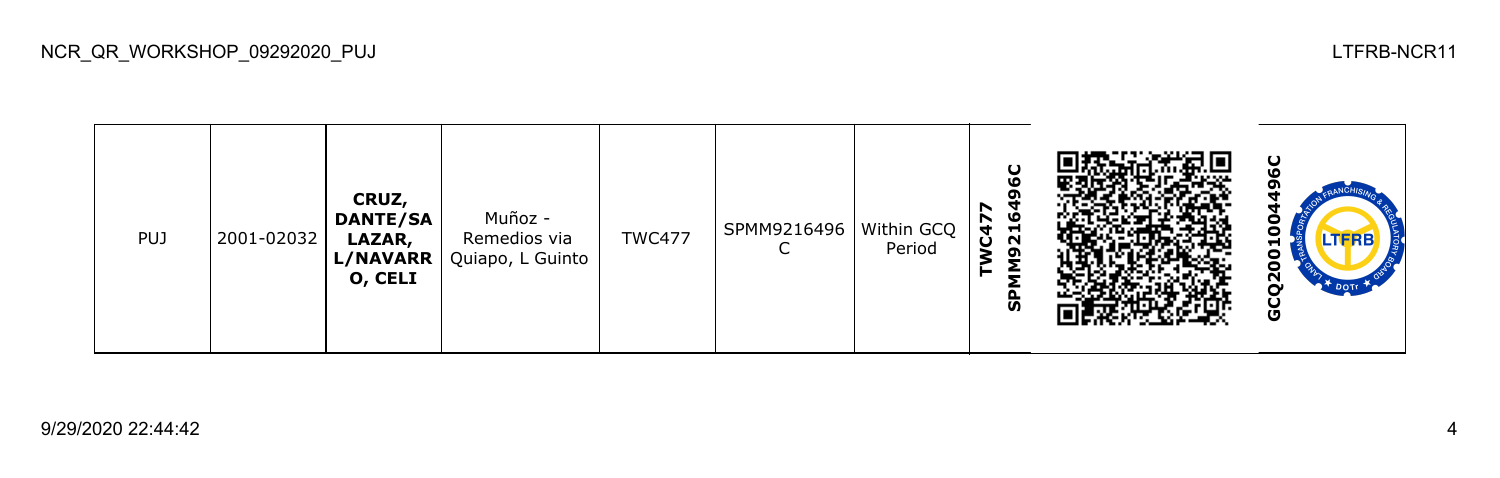| PUJ | 2001-02032 | **CRUZ, DANTE/SALAZAR, L/NAVARRO, CELI** | Muñoz - Remedios via Quiapo, L Guinto | TWC477 | SPMM9216496C | Within GCQ Period | **TWC477 SPMM9216496C** | | **GCQ2001004496C** |
|---|---|---|---|---|---|---|---|---|---|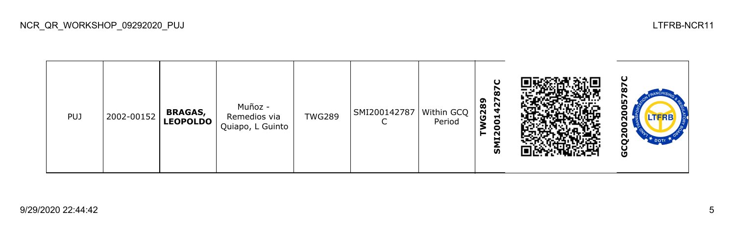| PUJ | 2002-00152 | **BRAGAS, LEOPOLDO** | Muñoz - Remedios via Quiapo, L Guinto | TWG289 | SMI200142787C | Within GCQ Period | **TWG289 SMI200142787C** | | **GCQ2002005787C** |
|---|---|---|---|---|---|---|---|---|---|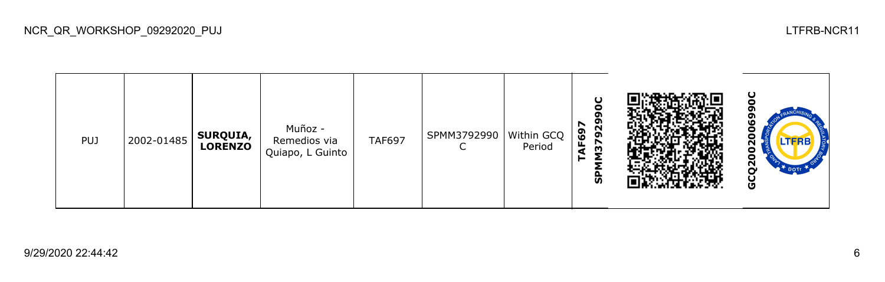NCR_QR_WORKSHOP_09292020_PUJ

LTFRB-NCR11

| PUJ | 2002-01485 | **SURQUIA, LORENZO** | Muñoz - Remedios via Quiapo, L Guinto | TAF697 | SPMM3792990C | Within GCQ Period | **TAF697 SPMM3792990C** | | **GCQ2002006990C** |
|---|---|---|---|---|---|---|---|---|---|

9/29/2020 22:44:42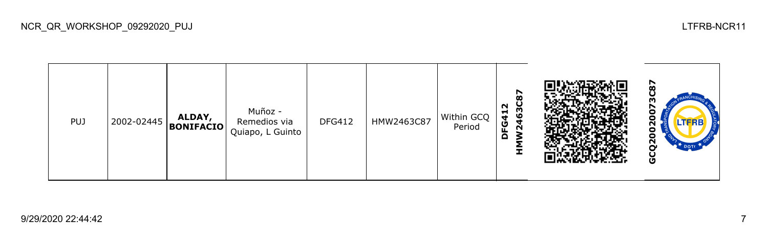| PUJ | 2002-02445 | **ALDAY, BONIFACIO** | Muñoz - Remedios via Quiapo, L Guinto | DFG412 | HMW2463C87 | Within GCQ Period | **DFG412 HMW2463C87** | | **GCQ20020073C87** |
|---|---|---|---|---|---|---|---|---|---|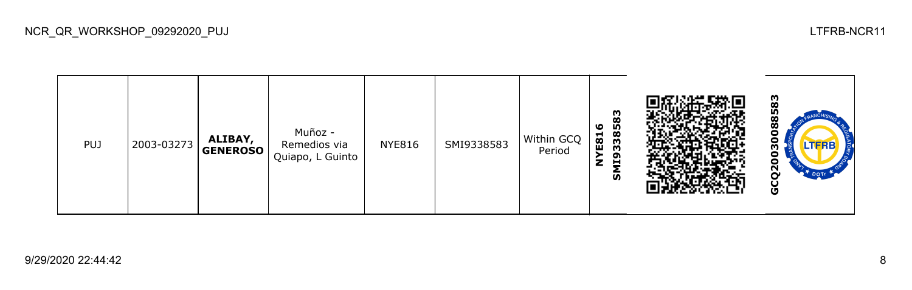| PUJ | 2003-03273 | **ALIBAY, GENEROSO** | Muñoz - Remedios via Quiapo, L Guinto | NYE816 | SMI9338583 | Within GCQ Period | **NYE816 SMI9338583** | | **GCQ200300885​83** |
|---|---|---|---|---|---|---|---|---|---|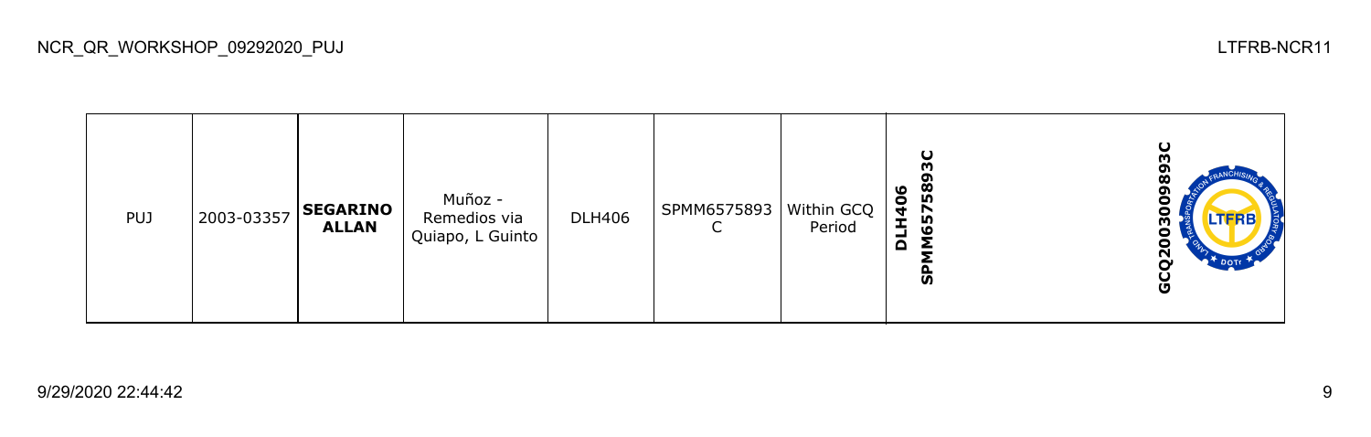| PUJ | 2003-03357 | **SEGARINO ALLAN** | Muñoz - Remedios via Quiapo, L Guinto | DLH406 | SPMM6575893C | Within GCQ Period | **DLH406 SPMM6575893C** | **GCQ2003009893C** |
|---|---|---|---|---|---|---|---|---|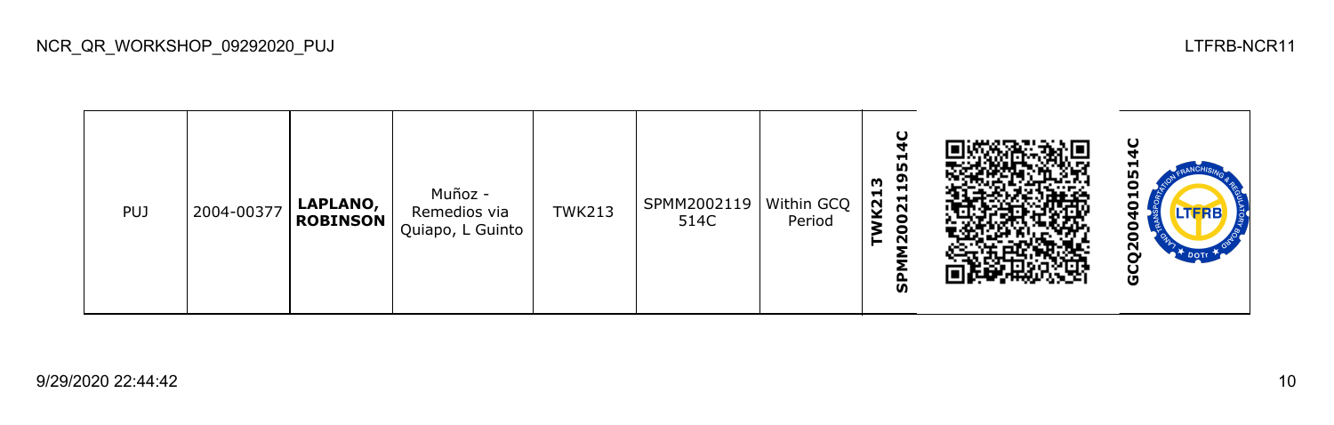NCR_QR_WORKSHOP_09292020_PUJ

LTFRB-NCR11

| PUJ | 2004-00377 | **LAPLANO, ROBINSON** | Muñoz - Remedios via Quiapo, L Guinto | TWK213 | SPMM2002119 514C | Within GCQ Period | **TWK213 SPMM2002119514C** | | **GCQ2004010514C** |
|---|---|---|---|---|---|---|---|---|---|

9/29/2020 22:44:42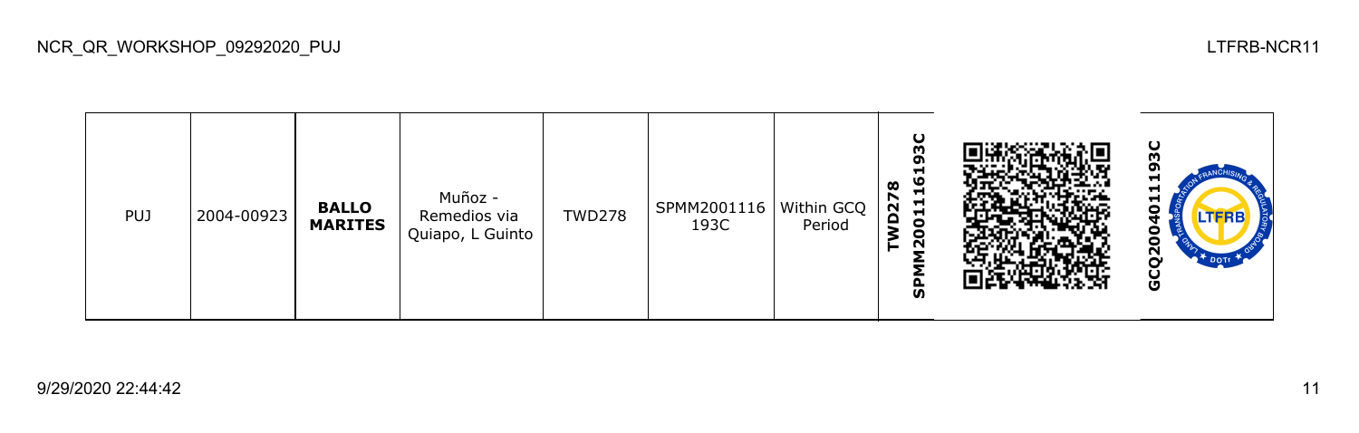| PUJ | 2004-00923 | **BALLO MARITES** | Muñoz - Remedios via Quiapo, L Guinto | TWD278 | SPMM2001116193C | Within GCQ Period | **SPMM20011161 93C TWD278** | | **GCQ20040111 93C** |
|---|---|---|---|---|---|---|---|---|---|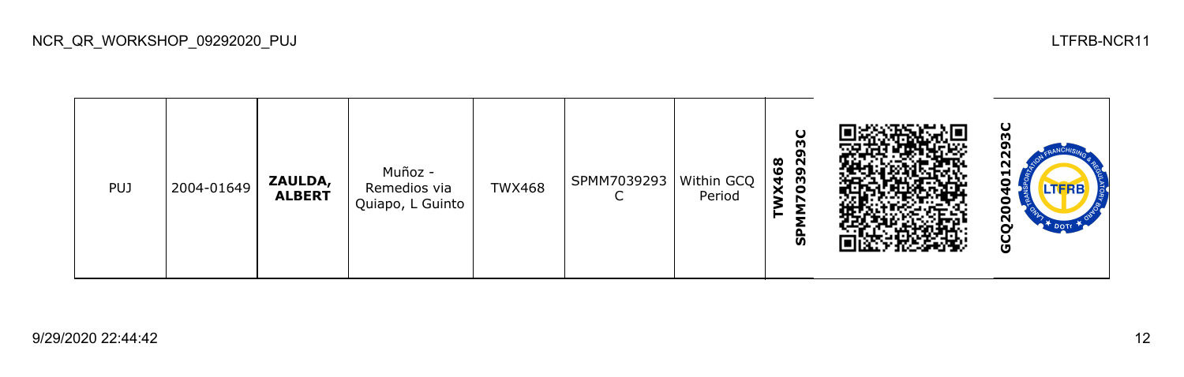| PUJ | 2004-01649 | **ZAULDA, ALBERT** | Muñoz - Remedios via Quiapo, L Guinto | TWX468 | SPMM7039293C | Within GCQ Period | **TWX468 SPMM7039293C** | | **GCQ2004012293C** |
|---|---|---|---|---|---|---|---|---|---|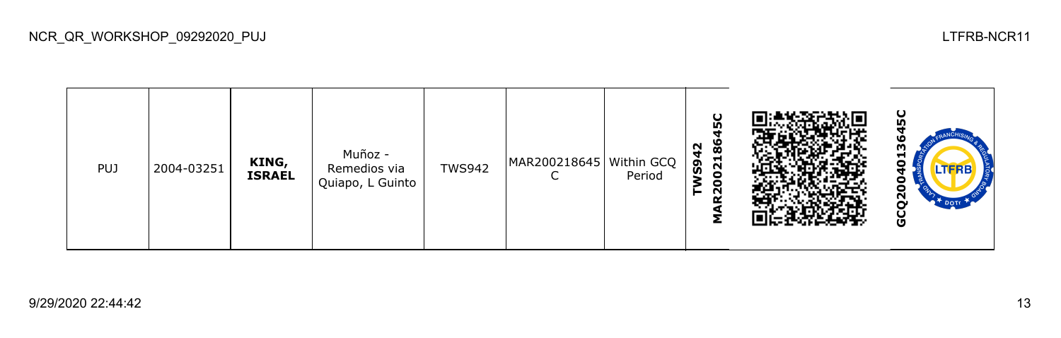NCR_QR_WORKSHOP_09292020_PUJ

LTFRB-NCR11

| PUJ | 2004-03251 | **KING, ISRAEL** | Muñoz - Remedios via Quiapo, L Guinto | TWS942 | MAR200218645C | Within GCQ Period | **TWS942 MAR200218645C** | | **GCQ20040136451C** |
|---|---|---|---|---|---|---|---|---|---|

9/29/2020 22:44:42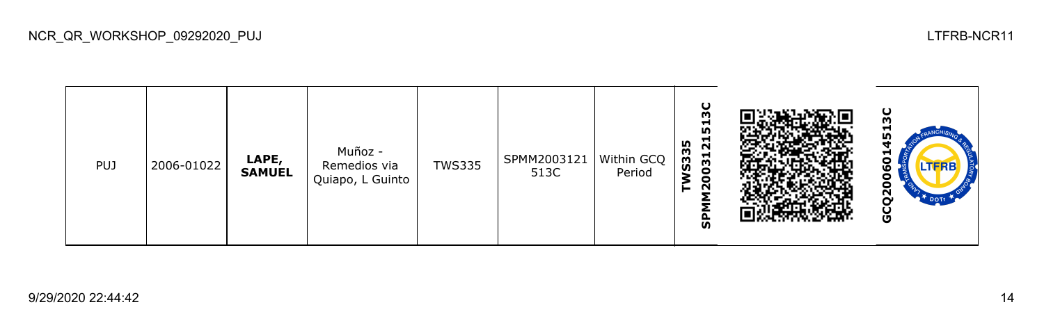| PUJ | 2006-01022 | **LAPE, SAMUEL** | Muñoz - Remedios via Quiapo, L Guinto | TWS335 | SPMM2003121513C | Within GCQ Period | **TWS335 SPMM2003121513C** | | **GCQ2006014513C** |
|---|---|---|---|---|---|---|---|---|---|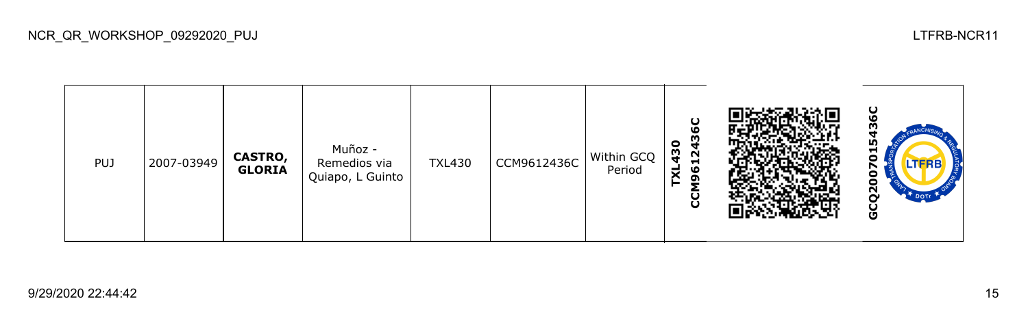| PUJ | 2007-03949 | **CASTRO, GLORIA** | Muñoz - Remedios via Quiapo, L Guinto | TXL430 | CCM9612436C | Within GCQ Period | **TXL430 CCM9612436C** | | **GCQ2007015436C** |
|---|---|---|---|---|---|---|---|---|---|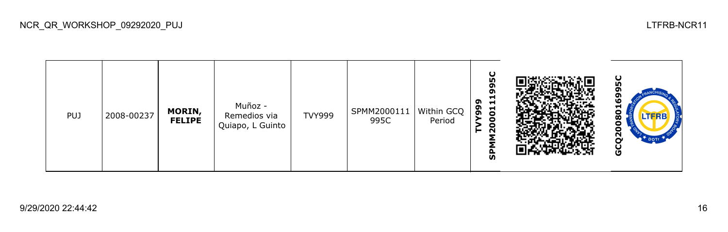NCR_QR_WORKSHOP_09292020_PUJ

LTFRB-NCR11

| PUJ | 2008-00237 | **MORIN, FELIPE** | Muñoz - Remedios via Quiapo, L Guinto | TVY999 | SPMM2000111995C | Within GCQ Period | **TVY999 SPMM2000111995C** | | **GCQ2008016995C** |
|---|---|---|---|---|---|---|---|---|---|

9/29/2020 22:44:42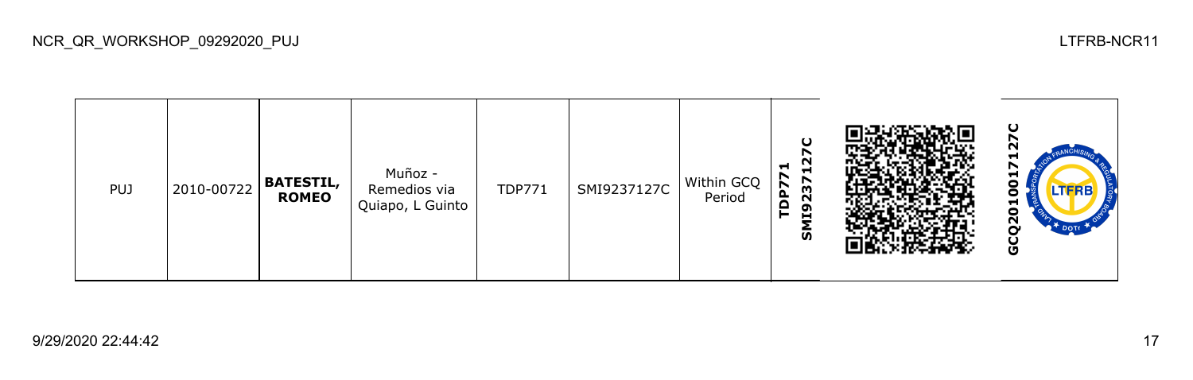| PUJ | 2010-00722 | **BATESTIL, ROMEO** | Muñoz - Remedios via Quiapo, L Guinto | TDP771 | SMI9237127C | Within GCQ Period | **TDP771 SMI9237127C** | | **GCQ2010017127C** |
|---|---|---|---|---|---|---|---|---|---|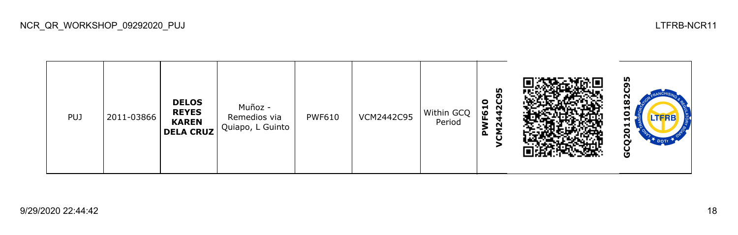| PUJ | 2011-03866 | **DELOS REYES KAREN DELA CRUZ** | Muñoz - Remedios via Quiapo, L Guinto | PWF610 | VCM2442C95 | Within GCQ Period | **PWF610 VCM2442C95** | | **GCQ20110182C95** |
|---|---|---|---|---|---|---|---|---|---|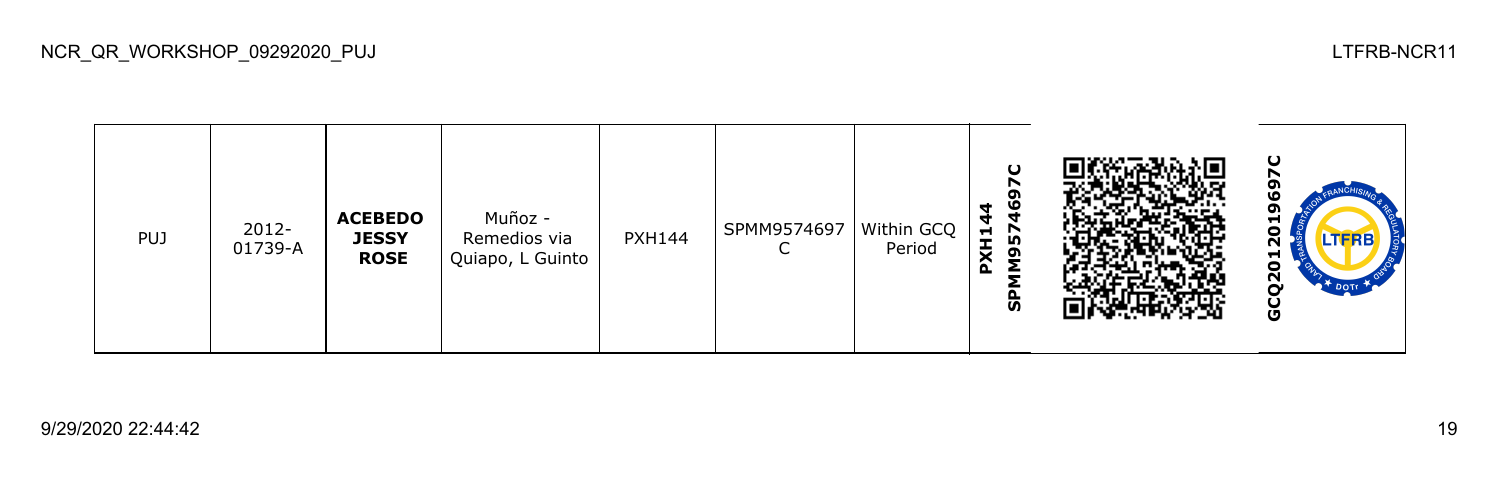| PUJ | 2012-01739-A | **ACEBEDO JESSY ROSE** | Muñoz - Remedios via Quiapo, L Guinto | PXH144 | SPMM9574697C | Within GCQ Period | **PXH144 SPMM9574697C** | | **GCQ2012019697C** |
|---|---|---|---|---|---|---|---|---|---|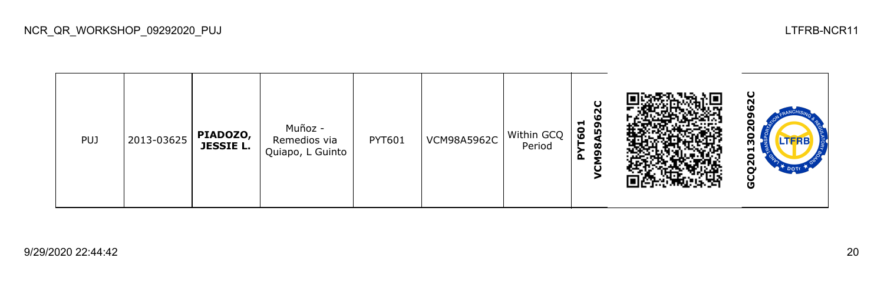| PUJ | 2013-03625 | **PIADOZO, JESSIE L.** | Muñoz - Remedios via Quiapo, L Guinto | PYT601 | VCM98A5962C | Within GCQ Period | **PYT601 VCM98A5962C** | | **GCQ201302096 2C** |
|---|---|---|---|---|---|---|---|---|---|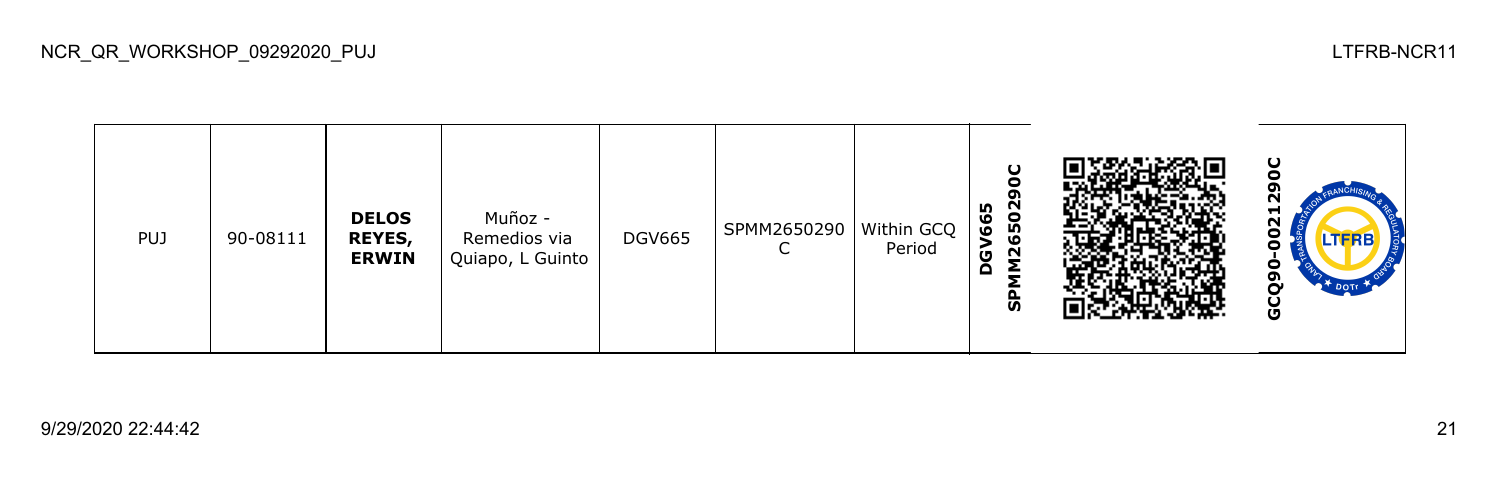| PUJ | 90-08111 | **DELOS REYES, ERWIN** | Muñoz - Remedios via Quiapo, L Guinto | DGV665 | SPMM2650290C | Within GCQ Period | **DGV665 SPMM2650290C** | | **GCQ90-0021290C** |
|---|---|---|---|---|---|---|---|---|---|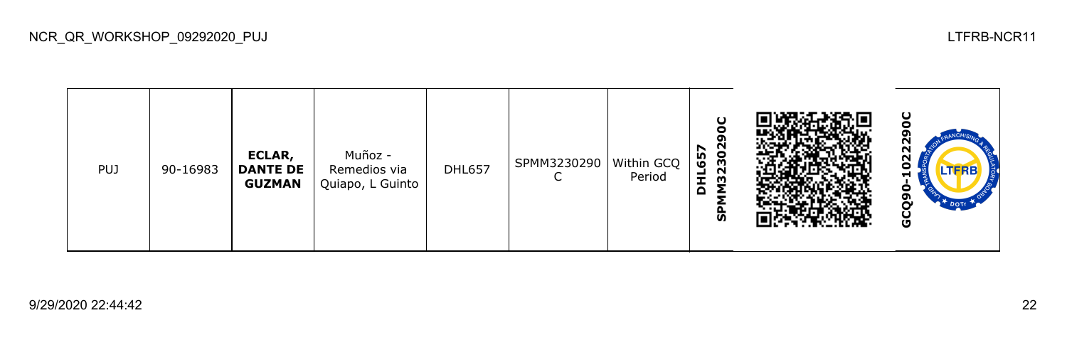| PUJ | 90-16983 | **ECLAR, DANTE DE GUZMAN** | Muñoz - Remedios via Quiapo, L Guinto | DHL657 | SPMM3230290C | Within GCQ Period | **DHL657 SPMM3230290C** | | **GCQ90-1022290C** |
|---|---|---|---|---|---|---|---|---|---|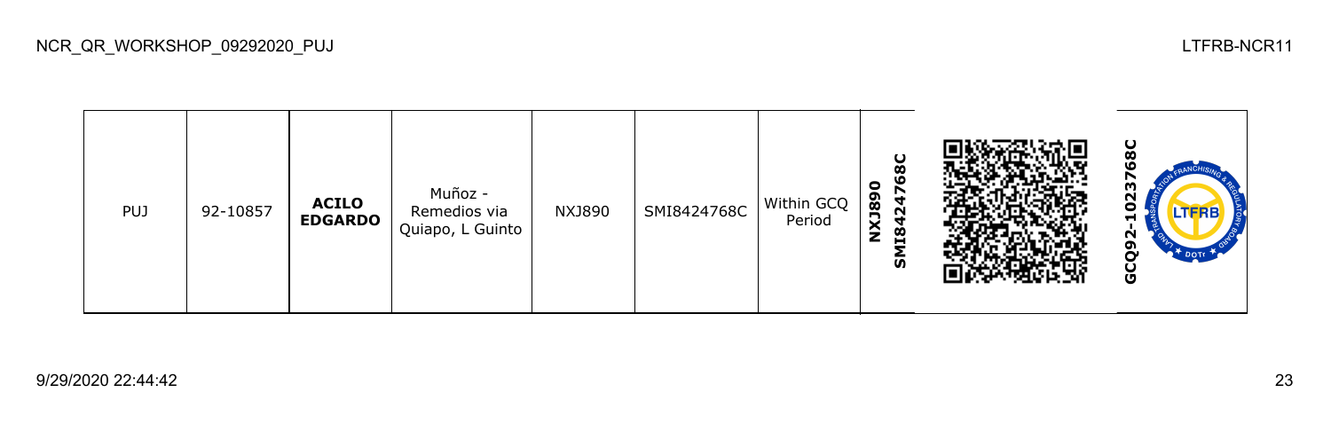| PUJ | 92-10857 | **ACILO EDGARDO** | Muñoz - Remedios via Quiapo, L Guinto | NXJ890 | SMI8424768C | Within GCQ Period | **NXJ890 SMI8424768C** | | **GCQ92-1023768C** |
|---|---|---|---|---|---|---|---|---|---|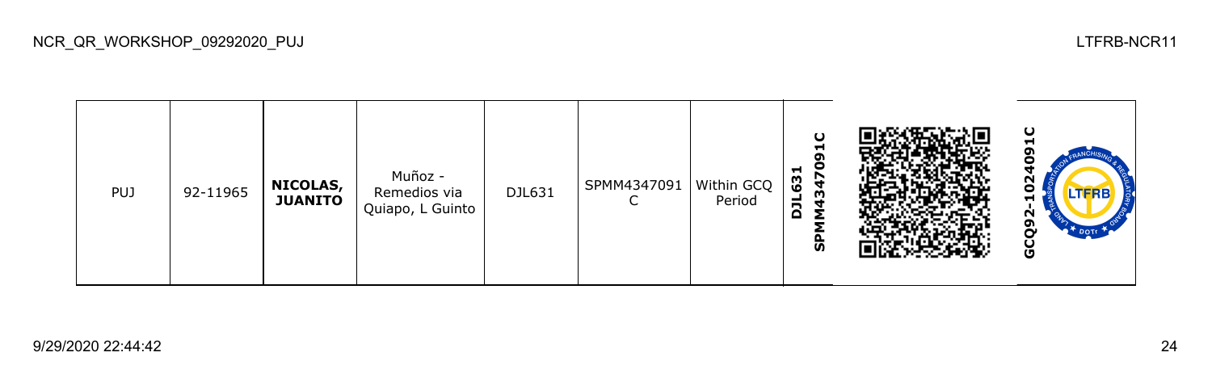| PUJ | 92-11965 | **NICOLAS, JUANITO** | Muñoz - Remedios via Quiapo, L Guinto | DJL631 | SPMM4347091C | Within GCQ Period | **DJL631 SPMM4347091C** | | **GCQ92-1024091C** |
|---|---|---|---|---|---|---|---|---|---|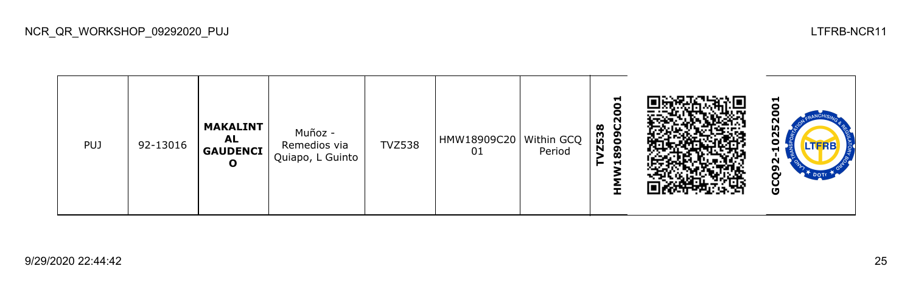| PUJ | 92-13016 | **MAKALINTAL GAUDENCIO** | Muñoz - Remedios via Quiapo, L Guinto | TVZ538 | HMW18909C2001 | Within GCQ Period | **TVZ538 HMW18909C2001** | | **GCQ92-10252001** |
|---|---|---|---|---|---|---|---|---|---|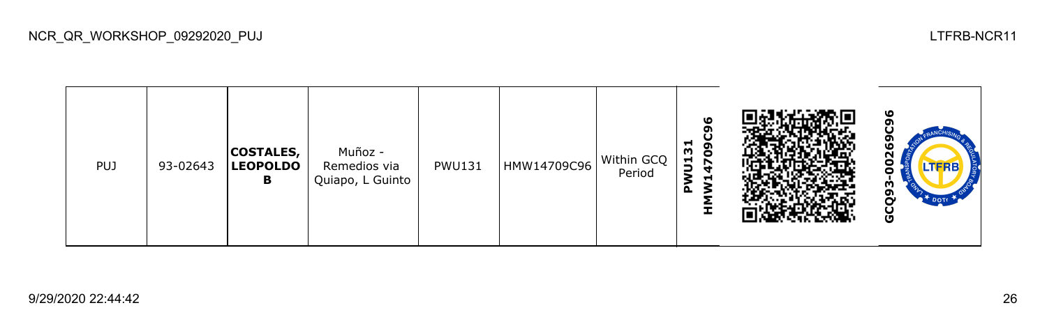| PUJ | 93-02643 | **COSTALES, LEOPOLDO B** | Muñoz - Remedios via Quiapo, L Guinto | PWU131 | HMW14709C96 | Within GCQ Period | **PWU131 HMW14709C96** | | **GCQ93-00269C96** |
|---|---|---|---|---|---|---|---|---|---|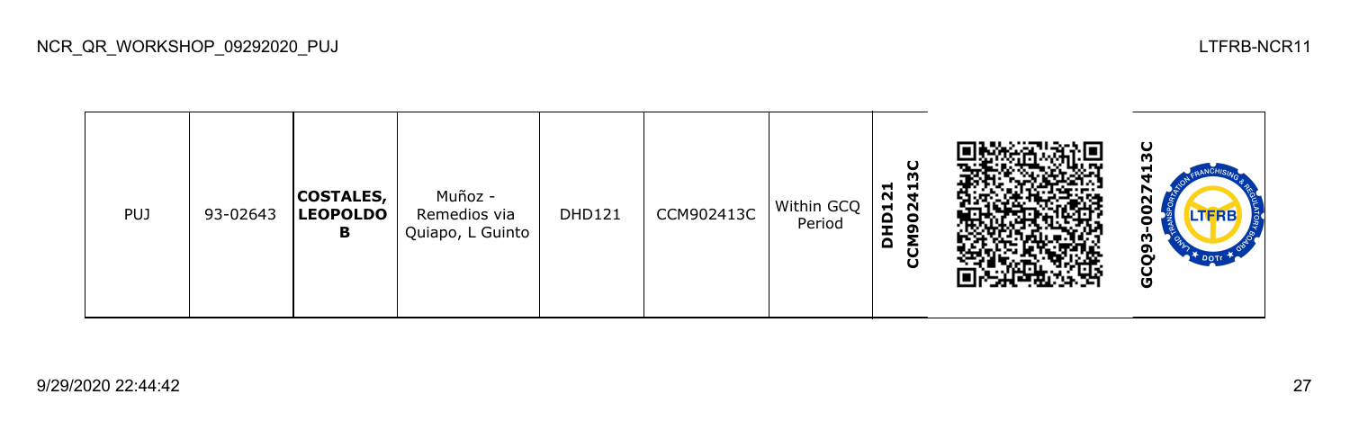| PUJ | 93-02643 | **COSTALES, LEOPOLDO B** | Muñoz - Remedios via Quiapo, L Guinto | DHD121 | CCM902413C | Within GCQ Period | **DHD121 CCM902413C** | | **GCQ93-0027413C** |
|---|---|---|---|---|---|---|---|---|---|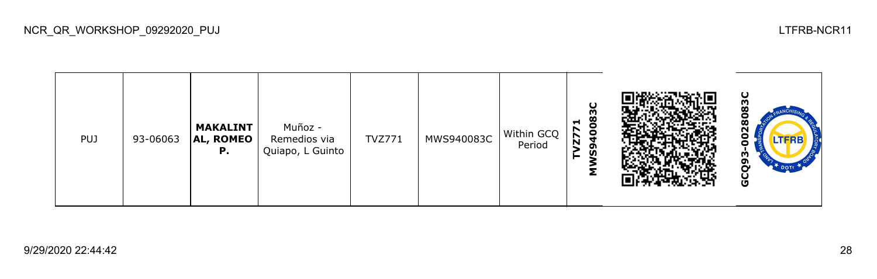| PUJ | 93-06063 | **MAKALINTAL, ROMEO P.** | Muñoz - Remedios via Quiapo, L Guinto | TVZ771 | MWS940083C | Within GCQ Period | **TVZ771 MWS940083C** | | **GCQ93-0028083C** |
|---|---|---|---|---|---|---|---|---|---|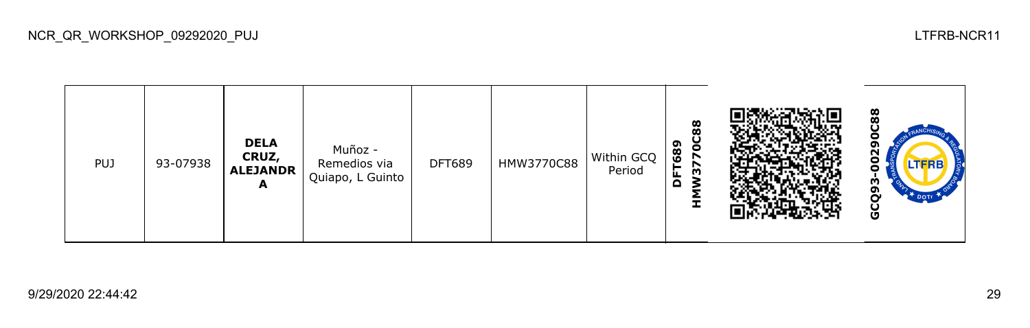| PUJ | 93-07938 | **DELA CRUZ, ALEJANDRA** | Muñoz - Remedios via Quiapo, L Guinto | DFT689 | HMW3770C88 | Within GCQ Period | **DFT689 HMW3770C88** | | **GCQ93-00290C88** |
|---|---|---|---|---|---|---|---|---|---|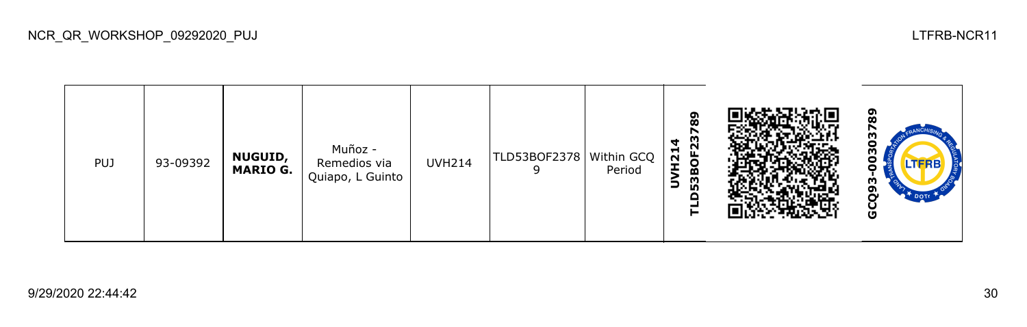| PUJ | 93-09392 | **NUGUID, MARIO G.** | Muñoz - Remedios via Quiapo, L Guinto | UVH214 | TLD53BOF23789 | Within GCQ Period | **UVH214 TLD53BOF23789** | | **GCQ93-00303789** |
|---|---|---|---|---|---|---|---|---|---|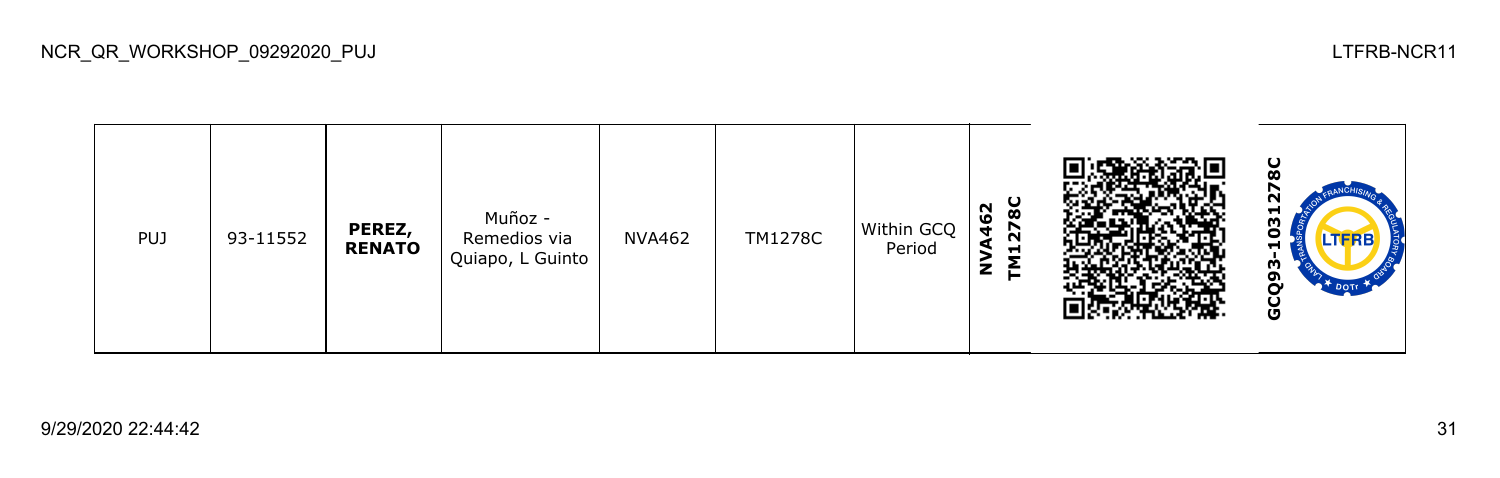| PUJ | 93-11552 | **PEREZ, RENATO** | Muñoz - Remedios via Quiapo, L Guinto | NVA462 | TM1278C | Within GCQ Period | **NVA462 TM1278C** | | **GCQ93-1031278C** |
|---|---|---|---|---|---|---|---|---|---|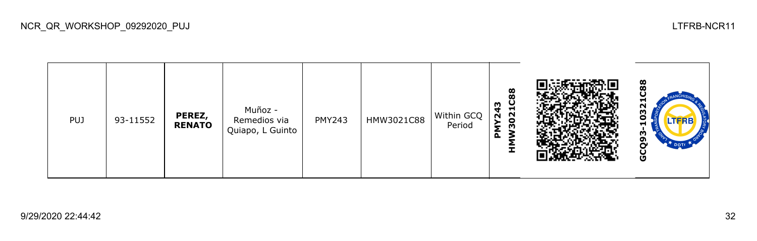| PUJ | 93-11552 | **PEREZ, RENATO** | Muñoz - Remedios via Quiapo, L Guinto | PMY243 | HMW3021C88 | Within GCQ Period | **PMY243 HMW3021C88** | | **GCQ93-10321C88** |
| --- | --- | --- | --- | --- | --- | --- | --- | --- | --- |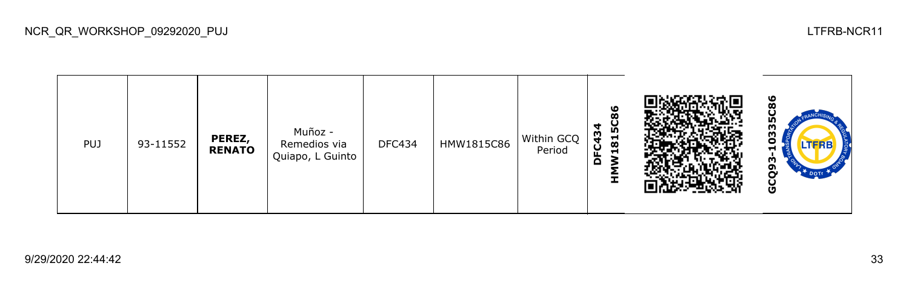| PUJ | 93-11552 | **PEREZ, RENATO** | Muñoz - Remedios via Quiapo, L Guinto | DFC434 | HMW1815C86 | Within GCQ Period | **DFC434 HMW1815C86** | | **GCQ93-10335C86** |
|---|---|---|---|---|---|---|---|---|---|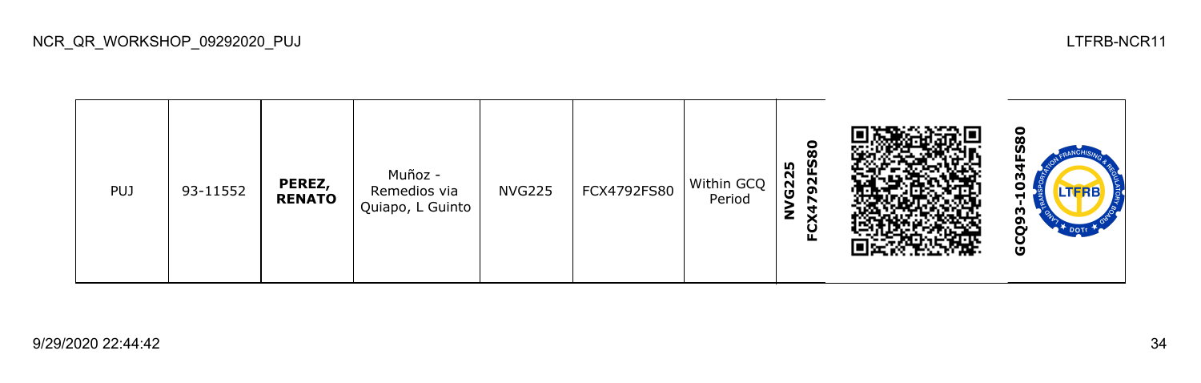| PUJ | 93-11552 | **PEREZ, RENATO** | Muñoz - Remedios via Quiapo, L Guinto | NVG225 | FCX4792FS80 | Within GCQ Period | **NVG225 FCX4792FS80** | | **GCQ93-1034FS80** |
|---|---|---|---|---|---|---|---|---|---|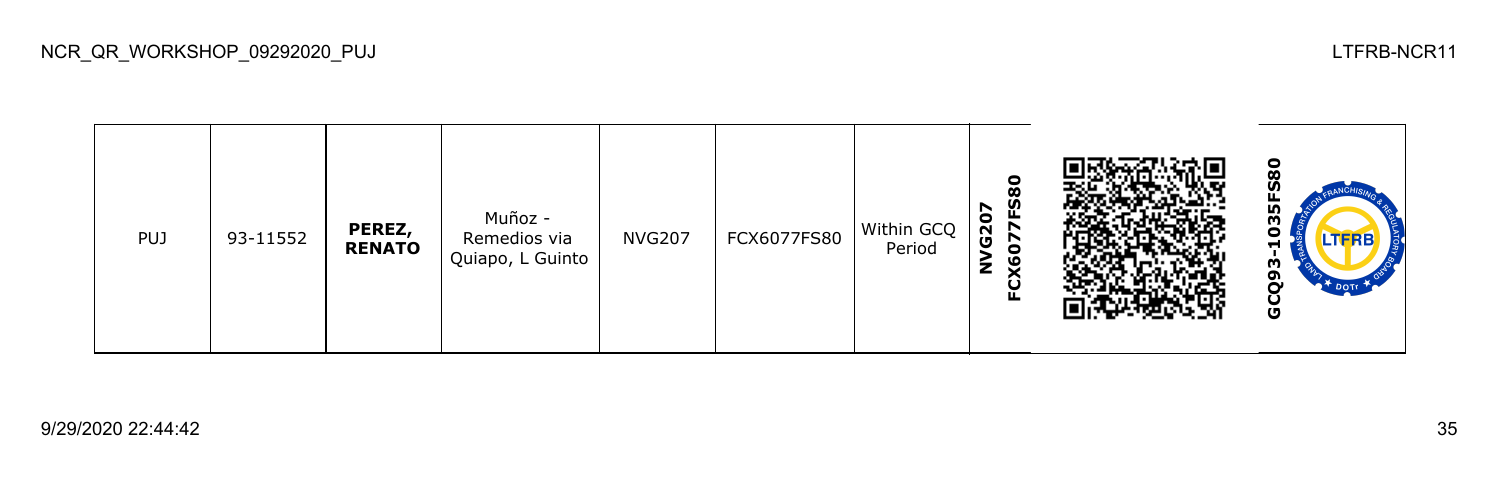| PUJ | 93-11552 | **PEREZ, RENATO** | Muñoz - Remedios via Quiapo, L Guinto | NVG207 | FCX6077FS80 | Within GCQ Period | **NVG207 FCX6077FS80** | | **GCQ93-1035FS80** |
|---|---|---|---|---|---|---|---|---|---|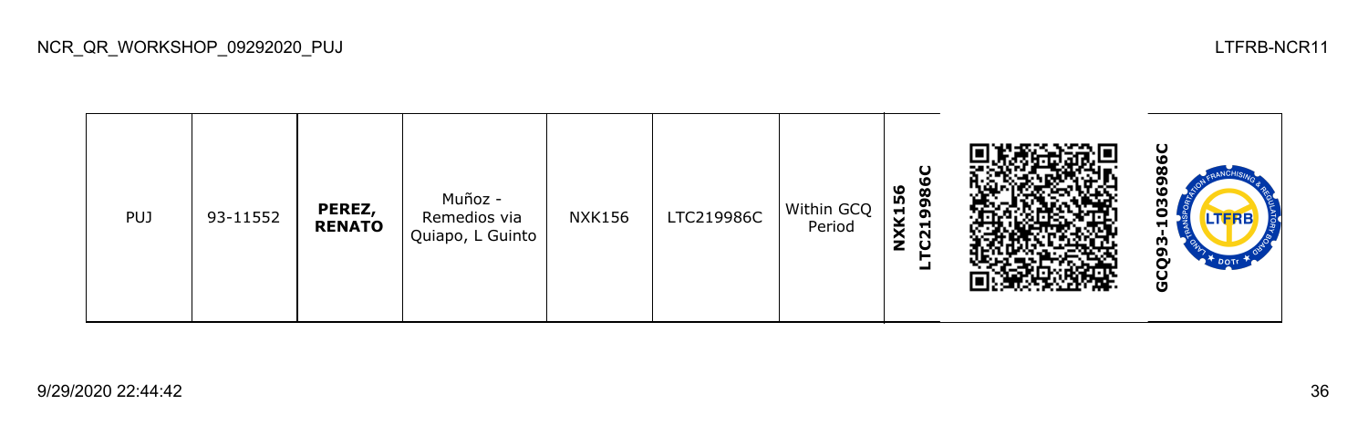| PUJ | 93-11552 | **PEREZ, RENATO** | Muñoz - Remedios via Quiapo, L Guinto | NXK156 | LTC219986C | Within GCQ Period | **NXK156 LTC219986C** | | **GCQ93-1036986C** |
|---|---|---|---|---|---|---|---|---|---|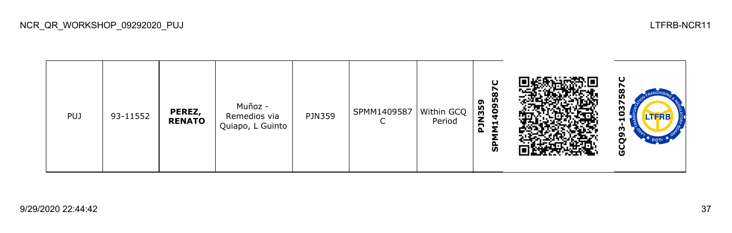| PUJ | 93-11552 | **PEREZ, RENATO** | Muñoz - Remedios via Quiapo, L Guinto | PJN359 | SPMM1409587C | Within GCQ Period | **PJN359 SPMM1409587C** | | **GCQ93-1037587C** |
|---|---|---|---|---|---|---|---|---|---|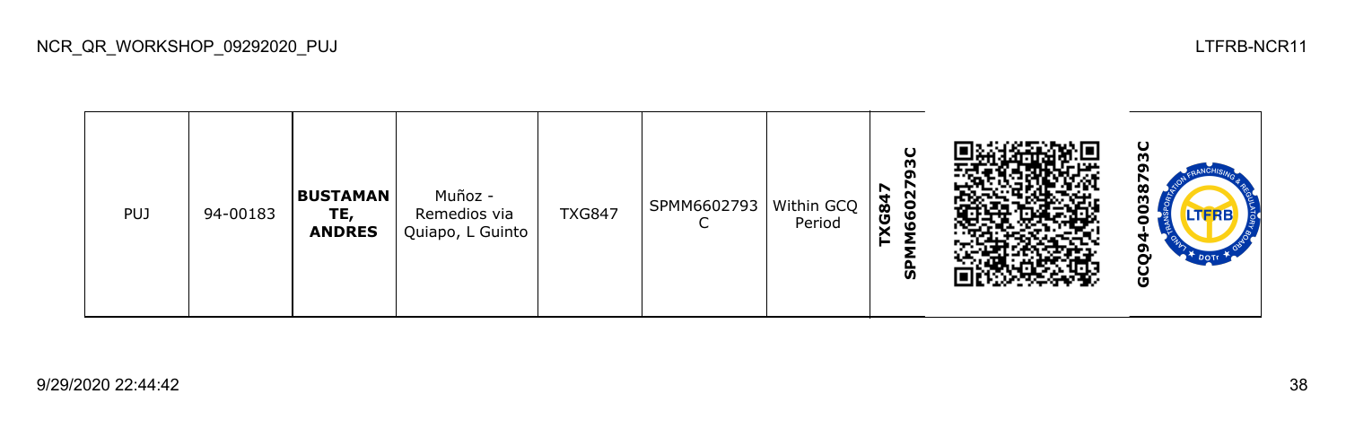| PUJ | 94-00183 | **BUSTAMANTE, ANDRES** | Muñoz - Remedios via Quiapo, L Guinto | TXG847 | SPMM6602793C | Within GCQ Period | **TXG847 SPMM6602793C** | | **GCQ94-0038793C** |
|---|---|---|---|---|---|---|---|---|---|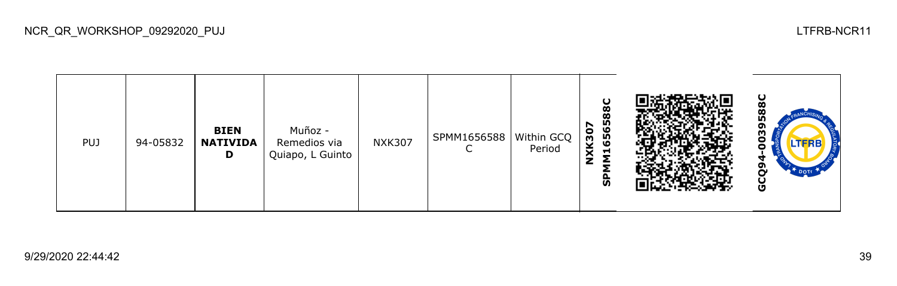| PUJ | 94-05832 | **BIEN NATIVIDAD** | Muñoz - Remedios via Quiapo, L Guinto | NXK307 | SPMM1656588C | Within GCQ Period | **NXK307 SPMM1656588C** | | **GCQ94-0039588C** |
|---|---|---|---|---|---|---|---|---|---|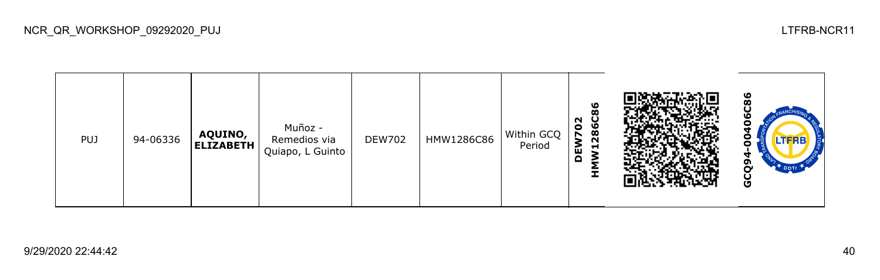| PUJ | 94-06336 | **AQUINO, ELIZABETH** | Muñoz - Remedios via Quiapo, L Guinto | DEW702 | HMW1286C86 | Within GCQ Period | **DEW702 HMW1286C86** | | **GCQ94-00406C86** |
|---|---|---|---|---|---|---|---|---|---|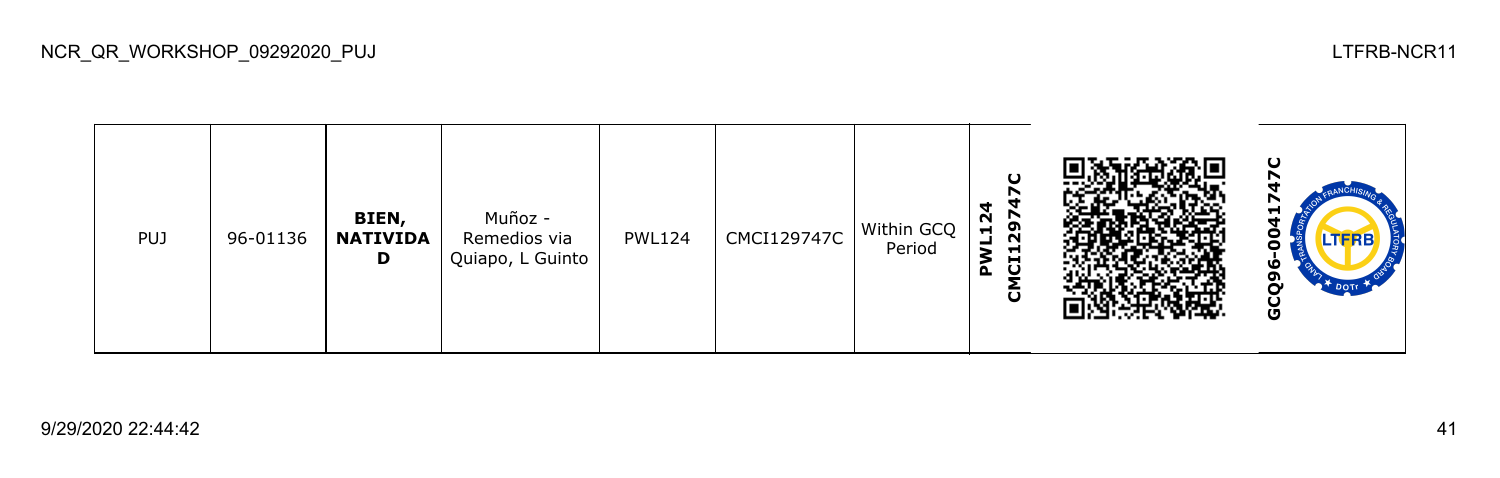| PUJ | 96-01136 | **BIEN, NATIVIDAD** | Muñoz - Remedios via Quiapo, L Guinto | PWL124 | CMCI129747C | Within GCQ Period | **PWL124 CMCI129747C** | | **GCQ96-0041747C** |
|---|---|---|---|---|---|---|---|---|---|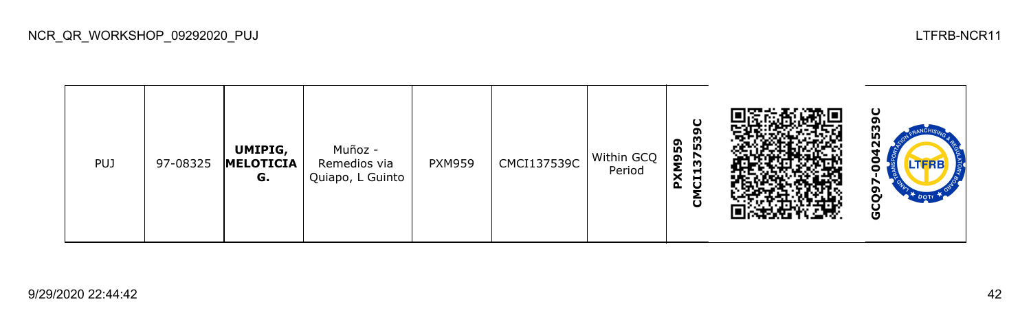| PUJ | 97-08325 | **UMIPIG, MELOTICIA G.** | Muñoz - Remedios via Quiapo, L Guinto | PXM959 | CMCI137539C | Within GCQ Period | **PXM959 CMCI137539C** | | **GCQ97-0042539C** |
|---|---|---|---|---|---|---|---|---|---|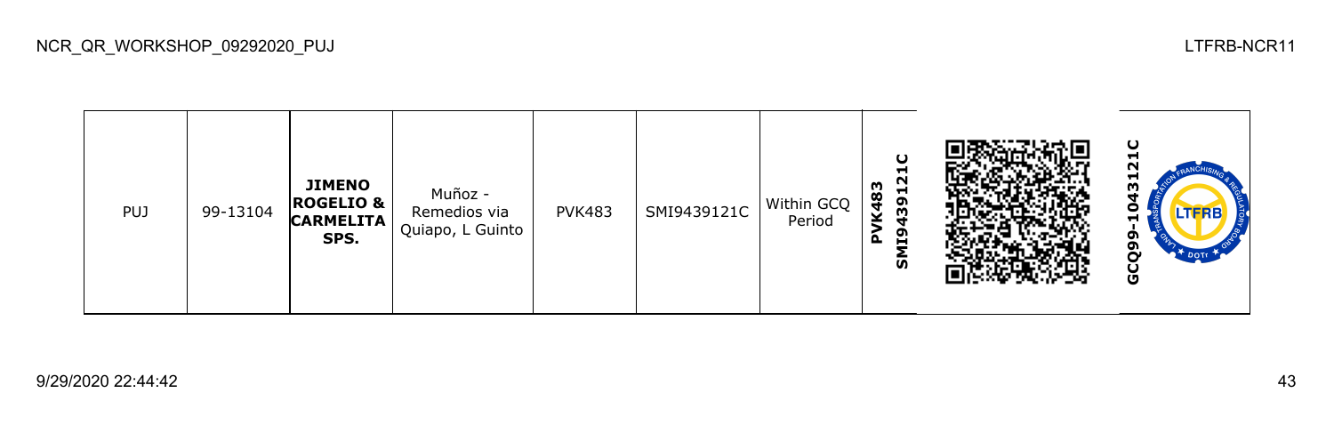| PUJ | 99-13104 | **JIMENO ROGELIO & CARMELITA SPS.** | Muñoz - Remedios via Quiapo, L Guinto | PVK483 | SMI9439121C | Within GCQ Period | **PVK483 SMI9439121C** | | **GCQ99-1043121C** |
|---|---|---|---|---|---|---|---|---|---|